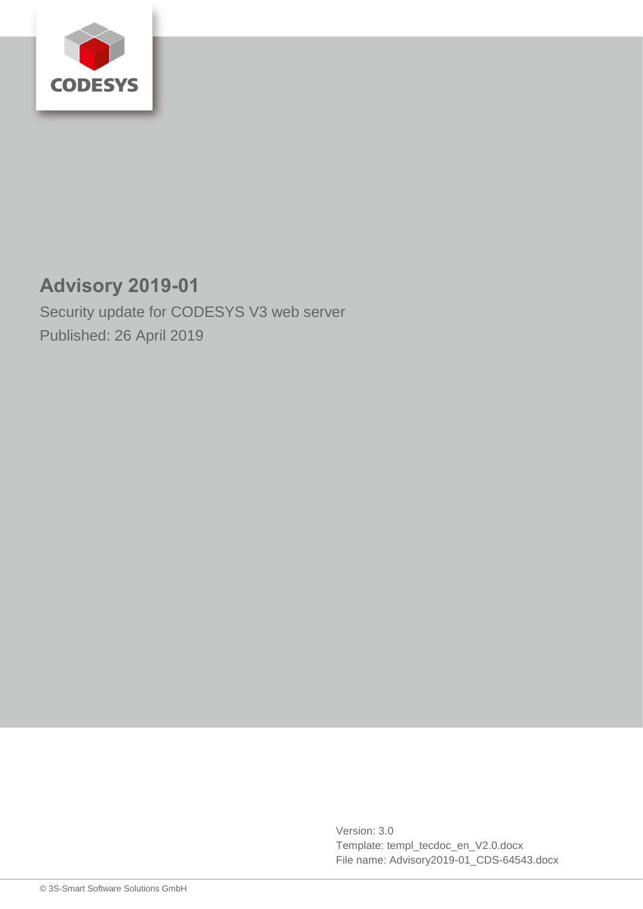# Advisory 2019-01

Security update for CODESYS V3 web server

Published: 26 April 2019

Version: 3.0

Template: templ_tecdoc_en_V2.0.docx

File name: Advisory2019-01_CDS-64543.docx

© 3S-Smart Software Solutions GmbH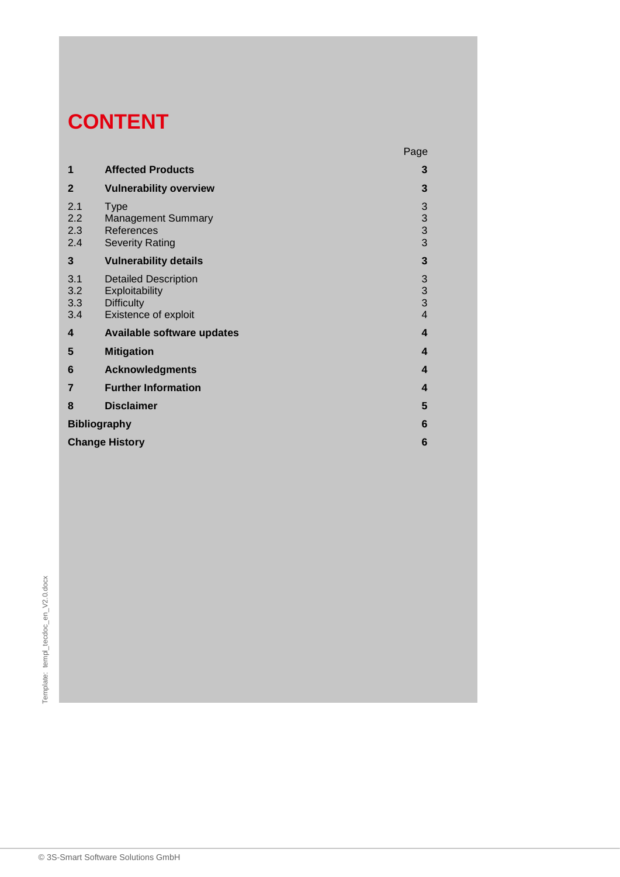# CONTENT

| | | Page |
|---|---|---|
| **1** | **Affected Products** | **3** |
| **2** | **Vulnerability overview** | **3** |
| 2.1 | Type | 3 |
| 2.2 | Management Summary | 3 |
| 2.3 | References | 3 |
| 2.4 | Severity Rating | 3 |
| **3** | **Vulnerability details** | **3** |
| 3.1 | Detailed Description | 3 |
| 3.2 | Exploitability | 3 |
| 3.3 | Difficulty | 3 |
| 3.4 | Existence of exploit | 4 |
| **4** | **Available software updates** | **4** |
| **5** | **Mitigation** | **4** |
| **6** | **Acknowledgments** | **4** |
| **7** | **Further Information** | **4** |
| **8** | **Disclaimer** | **5** |
| **Bibliography** | | **6** |
| **Change History** | | **6** |

Template: templ_tecdoc_en_V2.0.docx

© 3S-Smart Software Solutions GmbH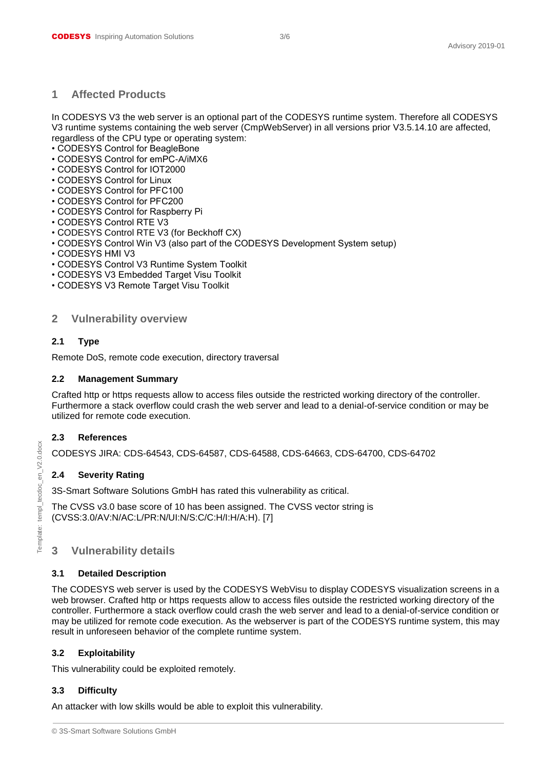## 1 Affected Products

In CODESYS V3 the web server is an optional part of the CODESYS runtime system. Therefore all CODESYS V3 runtime systems containing the web server (CmpWebServer) in all versions prior V3.5.14.10 are affected, regardless of the CPU type or operating system:

- CODESYS Control for BeagleBone
- CODESYS Control for emPC-A/iMX6
- CODESYS Control for IOT2000
- CODESYS Control for Linux
- CODESYS Control for PFC100
- CODESYS Control for PFC200
- CODESYS Control for Raspberry Pi
- CODESYS Control RTE V3
- CODESYS Control RTE V3 (for Beckhoff CX)
- CODESYS Control Win V3 (also part of the CODESYS Development System setup)
- CODESYS HMI V3
- CODESYS Control V3 Runtime System Toolkit
- CODESYS V3 Embedded Target Visu Toolkit
- CODESYS V3 Remote Target Visu Toolkit

## 2 Vulnerability overview

### 2.1 Type

Remote DoS, remote code execution, directory traversal

### 2.2 Management Summary

Crafted http or https requests allow to access files outside the restricted working directory of the controller. Furthermore a stack overflow could crash the web server and lead to a denial-of-service condition or may be utilized for remote code execution.

### 2.3 References

CODESYS JIRA: CDS-64543, CDS-64587, CDS-64588, CDS-64663, CDS-64700, CDS-64702

### 2.4 Severity Rating

3S-Smart Software Solutions GmbH has rated this vulnerability as critical.

The CVSS v3.0 base score of 10 has been assigned. The CVSS vector string is (CVSS:3.0/AV:N/AC:L/PR:N/UI:N/S:C/C:H/I:H/A:H). [7]

## 3 Vulnerability details

### 3.1 Detailed Description

The CODESYS web server is used by the CODESYS WebVisu to display CODESYS visualization screens in a web browser. Crafted http or https requests allow to access files outside the restricted working directory of the controller. Furthermore a stack overflow could crash the web server and lead to a denial-of-service condition or may be utilized for remote code execution. As the webserver is part of the CODESYS runtime system, this may result in unforeseen behavior of the complete runtime system.

### 3.2 Exploitability

This vulnerability could be exploited remotely.

### 3.3 Difficulty

An attacker with low skills would be able to exploit this vulnerability.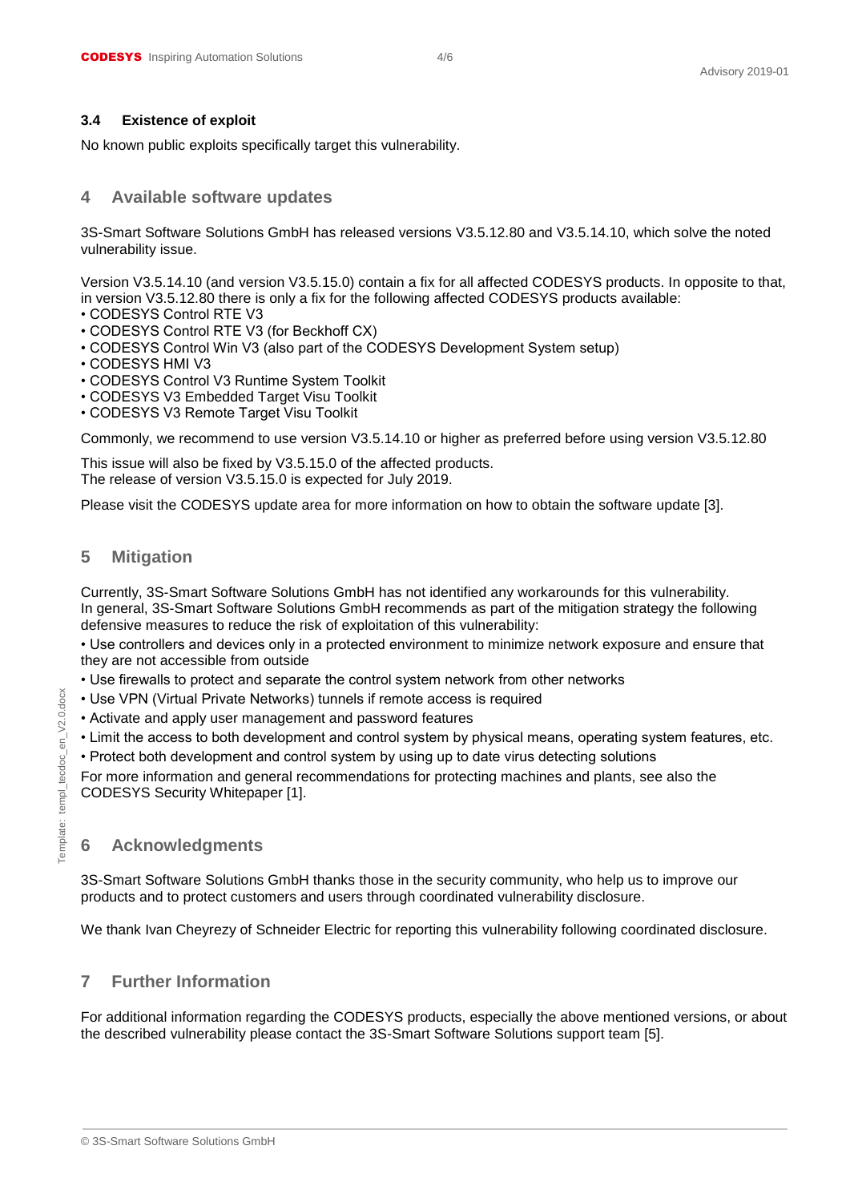### 3.4 Existence of exploit

No known public exploits specifically target this vulnerability.

## 4 Available software updates

3S-Smart Software Solutions GmbH has released versions V3.5.12.80 and V3.5.14.10, which solve the noted vulnerability issue.

Version V3.5.14.10 (and version V3.5.15.0) contain a fix for all affected CODESYS products. In opposite to that, in version V3.5.12.80 there is only a fix for the following affected CODESYS products available:

- CODESYS Control RTE V3
- CODESYS Control RTE V3 (for Beckhoff CX)
- CODESYS Control Win V3 (also part of the CODESYS Development System setup)
- CODESYS HMI V3
- CODESYS Control V3 Runtime System Toolkit
- CODESYS V3 Embedded Target Visu Toolkit
- CODESYS V3 Remote Target Visu Toolkit

Commonly, we recommend to use version V3.5.14.10 or higher as preferred before using version V3.5.12.80

This issue will also be fixed by V3.5.15.0 of the affected products.
The release of version V3.5.15.0 is expected for July 2019.

Please visit the CODESYS update area for more information on how to obtain the software update [3].

## 5 Mitigation

Currently, 3S-Smart Software Solutions GmbH has not identified any workarounds for this vulnerability.
In general, 3S-Smart Software Solutions GmbH recommends as part of the mitigation strategy the following defensive measures to reduce the risk of exploitation of this vulnerability:

- Use controllers and devices only in a protected environment to minimize network exposure and ensure that they are not accessible from outside
- Use firewalls to protect and separate the control system network from other networks
- Use VPN (Virtual Private Networks) tunnels if remote access is required
- Activate and apply user management and password features
- Limit the access to both development and control system by physical means, operating system features, etc.
- Protect both development and control system by using up to date virus detecting solutions

For more information and general recommendations for protecting machines and plants, see also the CODESYS Security Whitepaper [1].

## 6 Acknowledgments

3S-Smart Software Solutions GmbH thanks those in the security community, who help us to improve our products and to protect customers and users through coordinated vulnerability disclosure.

We thank Ivan Cheyrezy of Schneider Electric for reporting this vulnerability following coordinated disclosure.

## 7 Further Information

For additional information regarding the CODESYS products, especially the above mentioned versions, or about the described vulnerability please contact the 3S-Smart Software Solutions support team [5].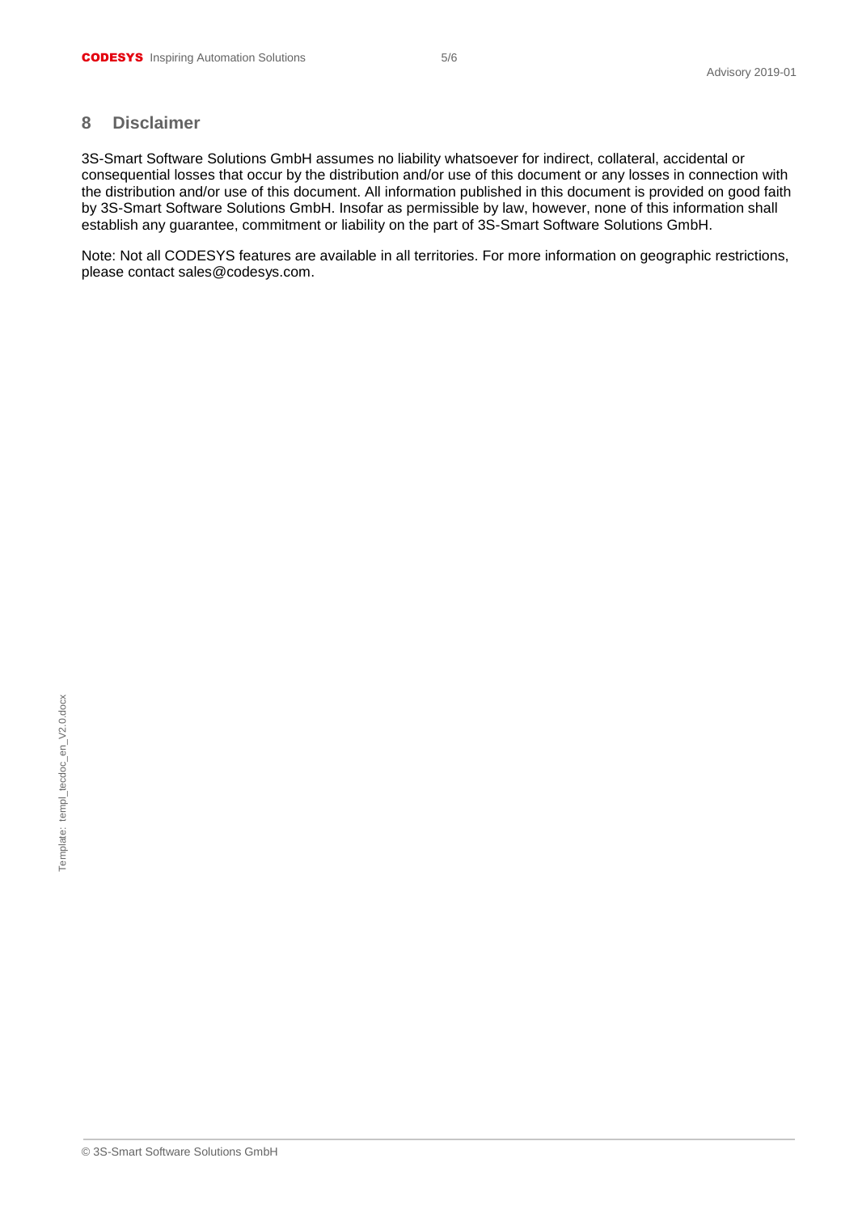## 8 Disclaimer

3S-Smart Software Solutions GmbH assumes no liability whatsoever for indirect, collateral, accidental or consequential losses that occur by the distribution and/or use of this document or any losses in connection with the distribution and/or use of this document. All information published in this document is provided on good faith by 3S-Smart Software Solutions GmbH. Insofar as permissible by law, however, none of this information shall establish any guarantee, commitment or liability on the part of 3S-Smart Software Solutions GmbH.

Note: Not all CODESYS features are available in all territories. For more information on geographic restrictions, please contact sales@codesys.com.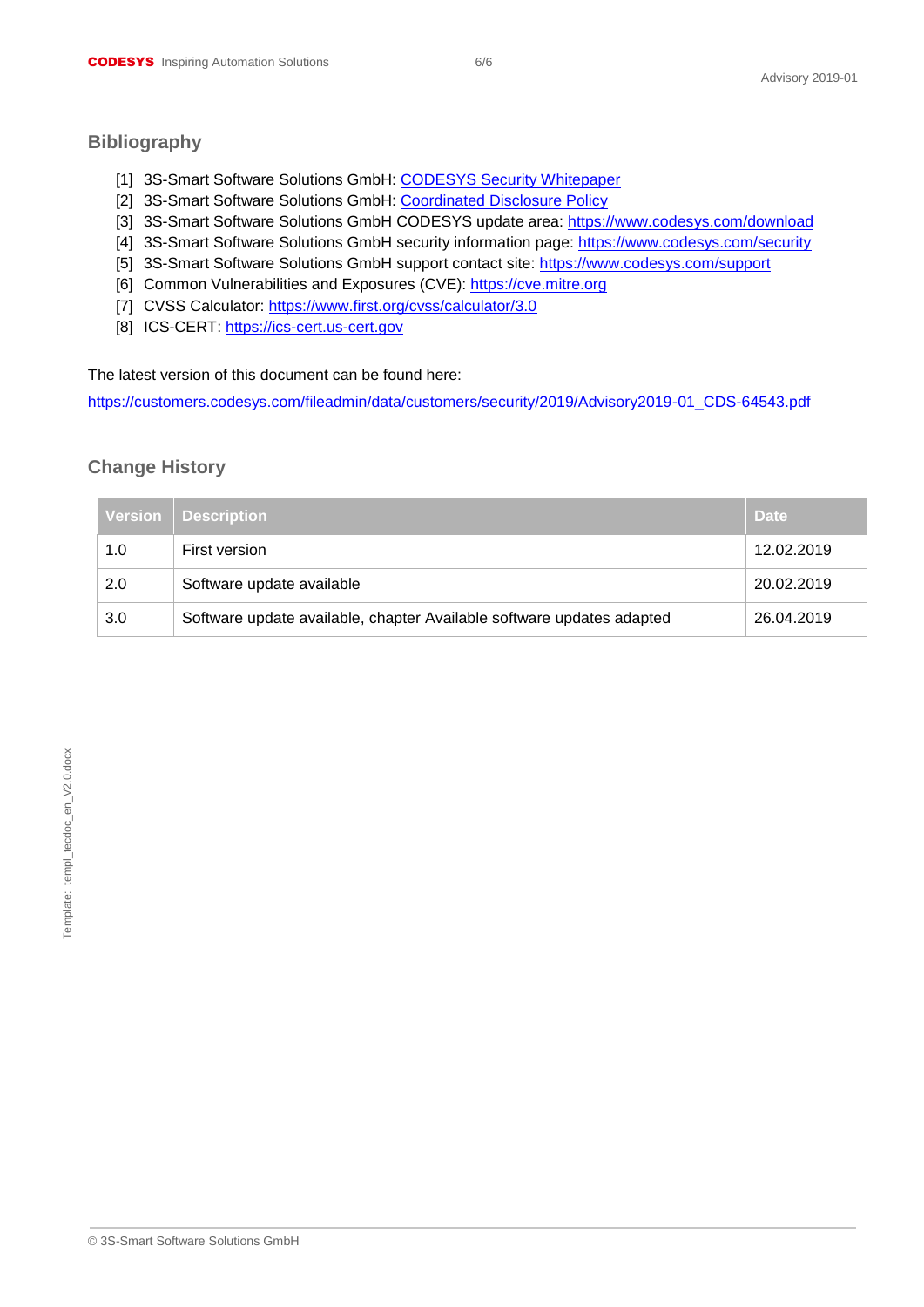## Bibliography

[1] 3S-Smart Software Solutions GmbH: CODESYS Security Whitepaper
[2] 3S-Smart Software Solutions GmbH: Coordinated Disclosure Policy
[3] 3S-Smart Software Solutions GmbH CODESYS update area: https://www.codesys.com/download
[4] 3S-Smart Software Solutions GmbH security information page: https://www.codesys.com/security
[5] 3S-Smart Software Solutions GmbH support contact site: https://www.codesys.com/support
[6] Common Vulnerabilities and Exposures (CVE): https://cve.mitre.org
[7] CVSS Calculator: https://www.first.org/cvss/calculator/3.0
[8] ICS-CERT: https://ics-cert.us-cert.gov

The latest version of this document can be found here:

https://customers.codesys.com/fileadmin/data/customers/security/2019/Advisory2019-01_CDS-64543.pdf

## Change History

| Version | Description | Date |
|---|---|---|
| 1.0 | First version | 12.02.2019 |
| 2.0 | Software update available | 20.02.2019 |
| 3.0 | Software update available, chapter Available software updates adapted | 26.04.2019 |